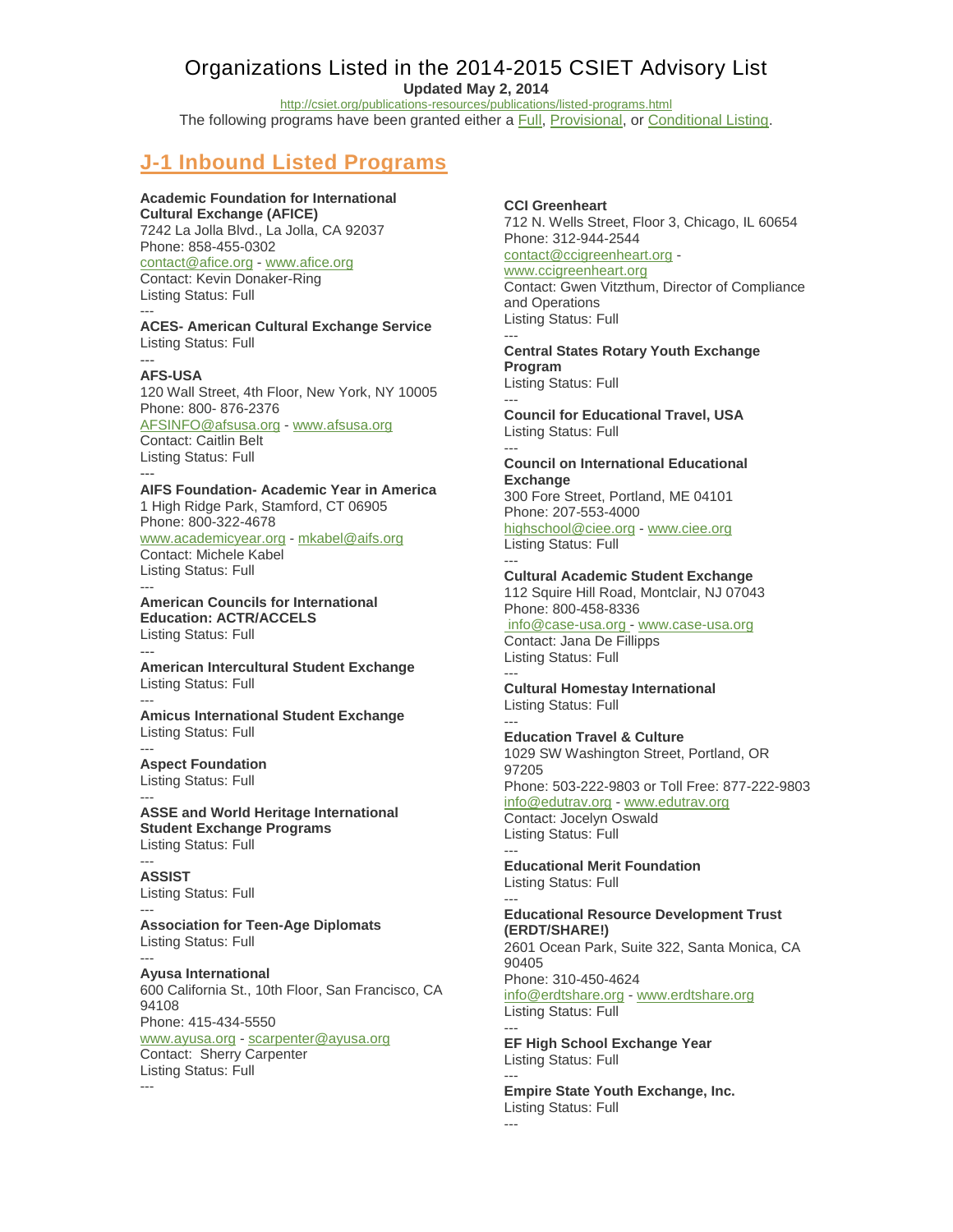# Organizations Listed in the 2014-2015 CSIET Advisory List

**Updated May 2, 2014**

http://csiet.org/publications-resources/publications/listed-programs.html

The following programs have been granted either a Full, Provisional, or Conditional Listing.

## J-1 Inbound Listed Programs

**Academic Foundation for International Cultural Exchange (AFICE)**
7242 La Jolla Blvd., La Jolla, CA 92037
Phone: 858-455-0302
contact@afice.org - www.afice.org
Contact: Kevin Donaker-Ring
Listing Status: Full

---

**ACES- American Cultural Exchange Service**
Listing Status: Full

---

**AFS-USA**
120 Wall Street, 4th Floor, New York, NY 10005
Phone: 800- 876-2376
AFSINFO@afsusa.org - www.afsusa.org
Contact: Caitlin Belt
Listing Status: Full

---

**AIFS Foundation- Academic Year in America**
1 High Ridge Park, Stamford, CT 06905
Phone: 800-322-4678
www.academicyear.org - mkabel@aifs.org
Contact: Michele Kabel
Listing Status: Full

---

**American Councils for International Education: ACTR/ACCELS**
Listing Status: Full

---

**American Intercultural Student Exchange**
Listing Status: Full

---

**Amicus International Student Exchange**
Listing Status: Full

---

**Aspect Foundation**
Listing Status: Full

---

**ASSE and World Heritage International Student Exchange Programs**
Listing Status: Full

---

**ASSIST**
Listing Status: Full

---

**Association for Teen-Age Diplomats**
Listing Status: Full

---

**Ayusa International**
600 California St., 10th Floor, San Francisco, CA 94108
Phone: 415-434-5550
www.ayusa.org - scarpenter@ayusa.org
Contact: Sherry Carpenter
Listing Status: Full

---

**CCI Greenheart**
712 N. Wells Street, Floor 3, Chicago, IL 60654
Phone: 312-944-2544
contact@ccigreenheart.org - www.ccigreenheart.org
Contact: Gwen Vitzthum, Director of Compliance and Operations
Listing Status: Full

---

**Central States Rotary Youth Exchange Program**
Listing Status: Full

---

**Council for Educational Travel, USA**
Listing Status: Full

---

**Council on International Educational Exchange**
300 Fore Street, Portland, ME 04101
Phone: 207-553-4000
highschool@ciee.org - www.ciee.org
Listing Status: Full

---

**Cultural Academic Student Exchange**
112 Squire Hill Road, Montclair, NJ 07043
Phone: 800-458-8336
info@case-usa.org - www.case-usa.org
Contact: Jana De Fillipps
Listing Status: Full

---

**Cultural Homestay International**
Listing Status: Full

---

**Education Travel & Culture**
1029 SW Washington Street, Portland, OR 97205
Phone: 503-222-9803 or Toll Free: 877-222-9803
info@edutrav.org - www.edutrav.org
Contact: Jocelyn Oswald
Listing Status: Full

---

**Educational Merit Foundation**
Listing Status: Full

---

**Educational Resource Development Trust (ERDT/SHARE!)**
2601 Ocean Park, Suite 322, Santa Monica, CA 90405
Phone: 310-450-4624
info@erdtshare.org - www.erdtshare.org
Listing Status: Full

---

**EF High School Exchange Year**
Listing Status: Full

---

**Empire State Youth Exchange, Inc.**
Listing Status: Full

---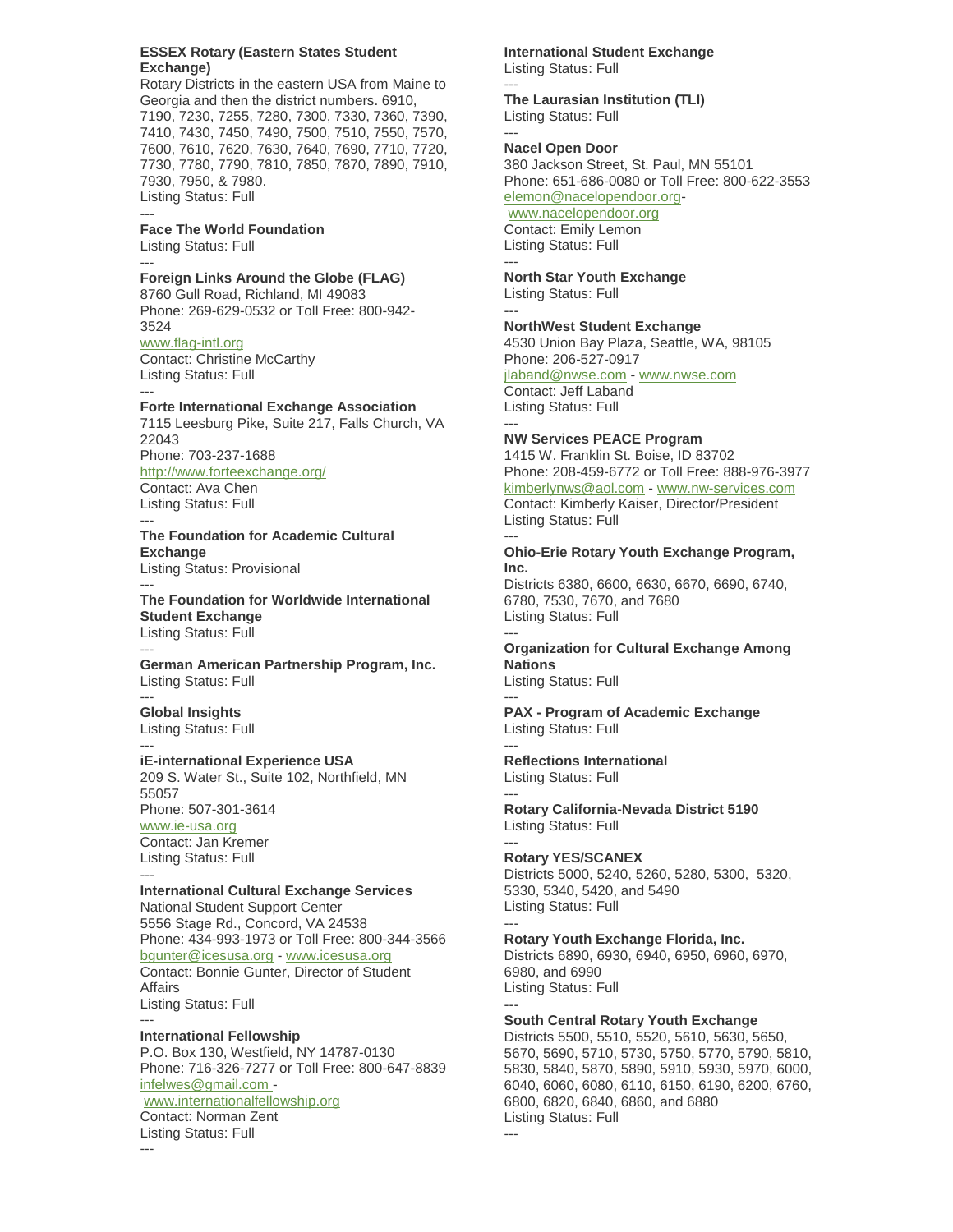**ESSEX Rotary (Eastern States Student Exchange)**
Rotary Districts in the eastern USA from Maine to Georgia and then the district numbers. 6910, 7190, 7230, 7255, 7280, 7300, 7330, 7360, 7390, 7410, 7430, 7450, 7490, 7500, 7510, 7550, 7570, 7600, 7610, 7620, 7630, 7640, 7690, 7710, 7720, 7730, 7780, 7790, 7810, 7850, 7870, 7890, 7910, 7930, 7950, & 7980.
Listing Status: Full

---

**Face The World Foundation**
Listing Status: Full

---

**Foreign Links Around the Globe (FLAG)**
8760 Gull Road, Richland, MI 49083
Phone: 269-629-0532 or Toll Free: 800-942-3524
www.flag-intl.org
Contact: Christine McCarthy
Listing Status: Full

---

**Forte International Exchange Association**
7115 Leesburg Pike, Suite 217, Falls Church, VA 22043
Phone: 703-237-1688
http://www.forteexchange.org/
Contact: Ava Chen
Listing Status: Full

---

**The Foundation for Academic Cultural Exchange**
Listing Status: Provisional

---

**The Foundation for Worldwide International Student Exchange**
Listing Status: Full

---

**German American Partnership Program, Inc.**
Listing Status: Full

---

**Global Insights**
Listing Status: Full

---

**iE-international Experience USA**
209 S. Water St., Suite 102, Northfield, MN 55057
Phone: 507-301-3614
www.ie-usa.org
Contact: Jan Kremer
Listing Status: Full

---

**International Cultural Exchange Services**
National Student Support Center
5556 Stage Rd., Concord, VA 24538
Phone: 434-993-1973 or Toll Free: 800-344-3566
bgunter@icesusa.org - www.icesusa.org
Contact: Bonnie Gunter, Director of Student Affairs
Listing Status: Full

---

**International Fellowship**
P.O. Box 130, Westfield, NY 14787-0130
Phone: 716-326-7277 or Toll Free: 800-647-8839
infelwes@gmail.com - www.internationalfellowship.org
Contact: Norman Zent
Listing Status: Full

---

**International Student Exchange**
Listing Status: Full

---

**The Laurasian Institution (TLI)**
Listing Status: Full

---

**Nacel Open Door**
380 Jackson Street, St. Paul, MN 55101
Phone: 651-686-0080 or Toll Free: 800-622-3553
elemon@nacelopendoor.org- www.nacelopendoor.org
Contact: Emily Lemon
Listing Status: Full

---

**North Star Youth Exchange**
Listing Status: Full

---

**NorthWest Student Exchange**
4530 Union Bay Plaza, Seattle, WA, 98105
Phone: 206-527-0917
jlaband@nwse.com - www.nwse.com
Contact: Jeff Laband
Listing Status: Full

---

**NW Services PEACE Program**
1415 W. Franklin St. Boise, ID 83702
Phone: 208-459-6772 or Toll Free: 888-976-3977
kimberlynws@aol.com - www.nw-services.com
Contact: Kimberly Kaiser, Director/President
Listing Status: Full

---

**Ohio-Erie Rotary Youth Exchange Program, Inc.**
Districts 6380, 6600, 6630, 6670, 6690, 6740, 6780, 7530, 7670, and 7680
Listing Status: Full

---

**Organization for Cultural Exchange Among Nations**
Listing Status: Full

---

**PAX - Program of Academic Exchange**
Listing Status: Full

---

**Reflections International**
Listing Status: Full

---

**Rotary California-Nevada District 5190**
Listing Status: Full

---

**Rotary YES/SCANEX**
Districts 5000, 5240, 5260, 5280, 5300, 5320, 5330, 5340, 5420, and 5490
Listing Status: Full

---

**Rotary Youth Exchange Florida, Inc.**
Districts 6890, 6930, 6940, 6950, 6960, 6970, 6980, and 6990
Listing Status: Full

---

**South Central Rotary Youth Exchange**
Districts 5500, 5510, 5520, 5610, 5630, 5650, 5670, 5690, 5710, 5730, 5750, 5770, 5790, 5810, 5830, 5840, 5870, 5890, 5910, 5930, 5970, 6000, 6040, 6060, 6080, 6110, 6150, 6190, 6200, 6760, 6800, 6820, 6840, 6860, and 6880
Listing Status: Full

---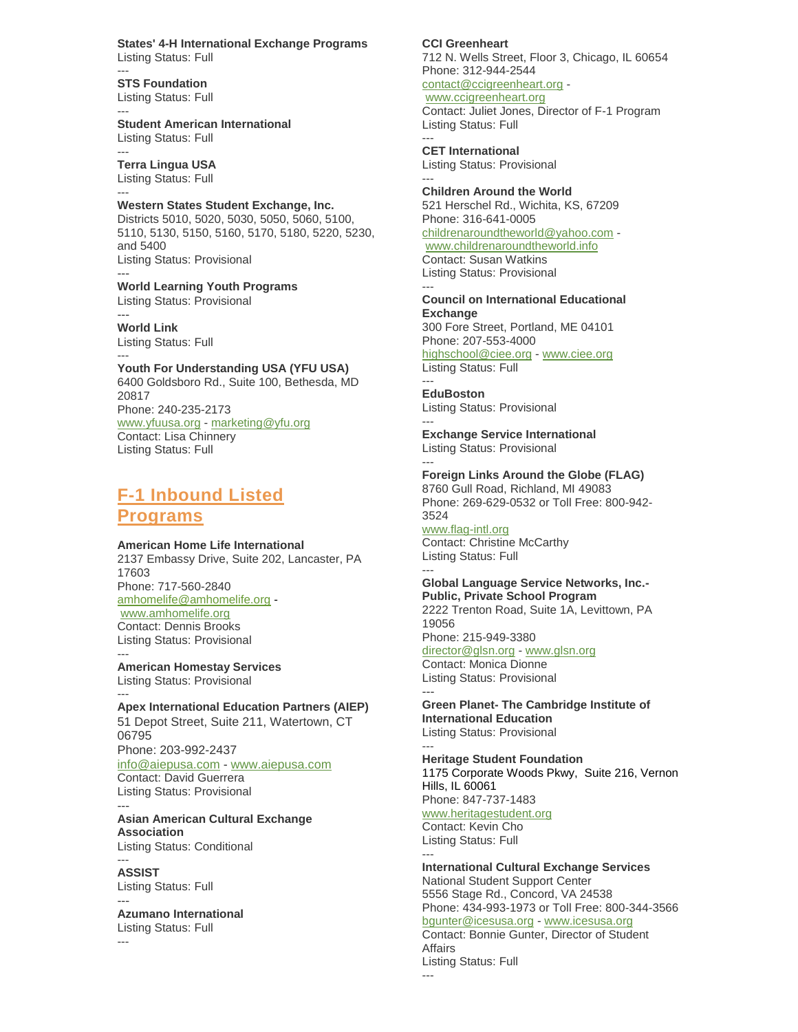**States' 4-H International Exchange Programs**
Listing Status: Full

---

**STS Foundation**
Listing Status: Full

---

**Student American International**
Listing Status: Full

---

**Terra Lingua USA**
Listing Status: Full

---

**Western States Student Exchange, Inc.**
Districts 5010, 5020, 5030, 5050, 5060, 5100, 5110, 5130, 5150, 5160, 5170, 5180, 5220, 5230, and 5400
Listing Status: Provisional

---

**World Learning Youth Programs**
Listing Status: Provisional

---

**World Link**
Listing Status: Full

---

**Youth For Understanding USA (YFU USA)**
6400 Goldsboro Rd., Suite 100, Bethesda, MD 20817
Phone: 240-235-2173
www.yfuusa.org - marketing@yfu.org
Contact: Lisa Chinnery
Listing Status: Full

## F-1 Inbound Listed Programs

**American Home Life International**
2137 Embassy Drive, Suite 202, Lancaster, PA 17603
Phone: 717-560-2840
amhomelife@amhomelife.org - www.amhomelife.org
Contact: Dennis Brooks
Listing Status: Provisional

---

**American Homestay Services**
Listing Status: Provisional

---

**Apex International Education Partners (AIEP)**
51 Depot Street, Suite 211, Watertown, CT 06795
Phone: 203-992-2437
info@aiepusa.com - www.aiepusa.com
Contact: David Guerrera
Listing Status: Provisional

---

**Asian American Cultural Exchange Association**
Listing Status: Conditional

---

**ASSIST**
Listing Status: Full

---

**Azumano International**
Listing Status: Full

---

**CCI Greenheart**
712 N. Wells Street, Floor 3, Chicago, IL 60654
Phone: 312-944-2544
contact@ccigreenheart.org - www.ccigreenheart.org
Contact: Juliet Jones, Director of F-1 Program
Listing Status: Full

---

**CET International**
Listing Status: Provisional

---

**Children Around the World**
521 Herschel Rd., Wichita, KS, 67209
Phone: 316-641-0005
childrenaroundtheworld@yahoo.com - www.childrenaroundtheworld.info
Contact: Susan Watkins
Listing Status: Provisional

---

**Council on International Educational Exchange**
300 Fore Street, Portland, ME 04101
Phone: 207-553-4000
highschool@ciee.org - www.ciee.org
Listing Status: Full

---

**EduBoston**
Listing Status: Provisional

---

**Exchange Service International**
Listing Status: Provisional

---

**Foreign Links Around the Globe (FLAG)**
8760 Gull Road, Richland, MI 49083
Phone: 269-629-0532 or Toll Free: 800-942-3524
www.flag-intl.org
Contact: Christine McCarthy
Listing Status: Full

---

**Global Language Service Networks, Inc.- Public, Private School Program**
2222 Trenton Road, Suite 1A, Levittown, PA 19056
Phone: 215-949-3380
director@glsn.org - www.glsn.org
Contact: Monica Dionne
Listing Status: Provisional

---

**Green Planet- The Cambridge Institute of International Education**
Listing Status: Provisional

---

**Heritage Student Foundation**
1175 Corporate Woods Pkwy, Suite 216, Vernon Hills, IL 60061
Phone: 847-737-1483
www.heritagestudent.org
Contact: Kevin Cho
Listing Status: Full

---

**International Cultural Exchange Services**
National Student Support Center
5556 Stage Rd., Concord, VA 24538
Phone: 434-993-1973 or Toll Free: 800-344-3566
bgunter@icesusa.org - www.icesusa.org
Contact: Bonnie Gunter, Director of Student Affairs
Listing Status: Full

---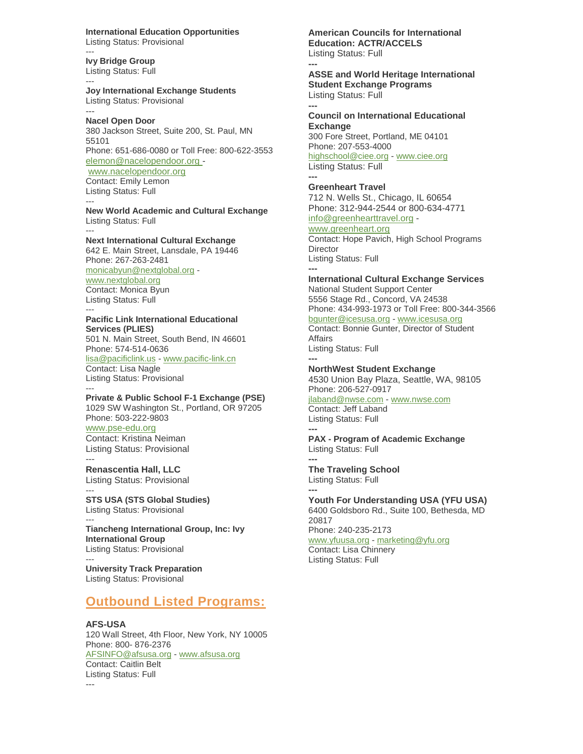**International Education Opportunities**
Listing Status: Provisional
---
**Ivy Bridge Group**
Listing Status: Full
---
**Joy International Exchange Students**
Listing Status: Provisional
---
**Nacel Open Door**
380 Jackson Street, Suite 200, St. Paul, MN 55101
Phone: 651-686-0080 or Toll Free: 800-622-3553
elemon@nacelopendoor.org - www.nacelopendoor.org
Contact: Emily Lemon
Listing Status: Full
---
**New World Academic and Cultural Exchange**
Listing Status: Full
---
**Next International Cultural Exchange**
642 E. Main Street, Lansdale, PA 19446
Phone: 267-263-2481
monicabyun@nextglobal.org - www.nextglobal.org
Contact: Monica Byun
Listing Status: Full
---
**Pacific Link International Educational Services (PLIES)**
501 N. Main Street, South Bend, IN 46601
Phone: 574-514-0636
lisa@pacificlink.us - www.pacific-link.cn
Contact: Lisa Nagle
Listing Status: Provisional
---
**Private & Public School F-1 Exchange (PSE)**
1029 SW Washington St., Portland, OR 97205
Phone: 503-222-9803
www.pse-edu.org
Contact: Kristina Neiman
Listing Status: Provisional
---
**Renascentia Hall, LLC**
Listing Status: Provisional
---
**STS USA (STS Global Studies)**
Listing Status: Provisional
---
**Tiancheng International Group, Inc: Ivy International Group**
Listing Status: Provisional
---
**University Track Preparation**
Listing Status: Provisional

## Outbound Listed Programs:

**AFS-USA**
120 Wall Street, 4th Floor, New York, NY 10005
Phone: 800- 876-2376
AFSINFO@afsusa.org - www.afsusa.org
Contact: Caitlin Belt
Listing Status: Full
---
**American Councils for International Education: ACTR/ACCELS**
Listing Status: Full
---
**ASSE and World Heritage International Student Exchange Programs**
Listing Status: Full
---
**Council on International Educational Exchange**
300 Fore Street, Portland, ME 04101
Phone: 207-553-4000
highschool@ciee.org - www.ciee.org
Listing Status: Full
---
**Greenheart Travel**
712 N. Wells St., Chicago, IL 60654
Phone: 312-944-2544 or 800-634-4771
info@greenhearttravel.org - www.greenheart.org
Contact: Hope Pavich, High School Programs Director
Listing Status: Full
---
**International Cultural Exchange Services**
National Student Support Center
5556 Stage Rd., Concord, VA 24538
Phone: 434-993-1973 or Toll Free: 800-344-3566
bgunter@icesusa.org - www.icesusa.org
Contact: Bonnie Gunter, Director of Student Affairs
Listing Status: Full
---
**NorthWest Student Exchange**
4530 Union Bay Plaza, Seattle, WA, 98105
Phone: 206-527-0917
jlaband@nwse.com - www.nwse.com
Contact: Jeff Laband
Listing Status: Full
---
**PAX - Program of Academic Exchange**
Listing Status: Full
---
**The Traveling School**
Listing Status: Full
---
**Youth For Understanding USA (YFU USA)**
6400 Goldsboro Rd., Suite 100, Bethesda, MD 20817
Phone: 240-235-2173
www.yfuusa.org - marketing@yfu.org
Contact: Lisa Chinnery
Listing Status: Full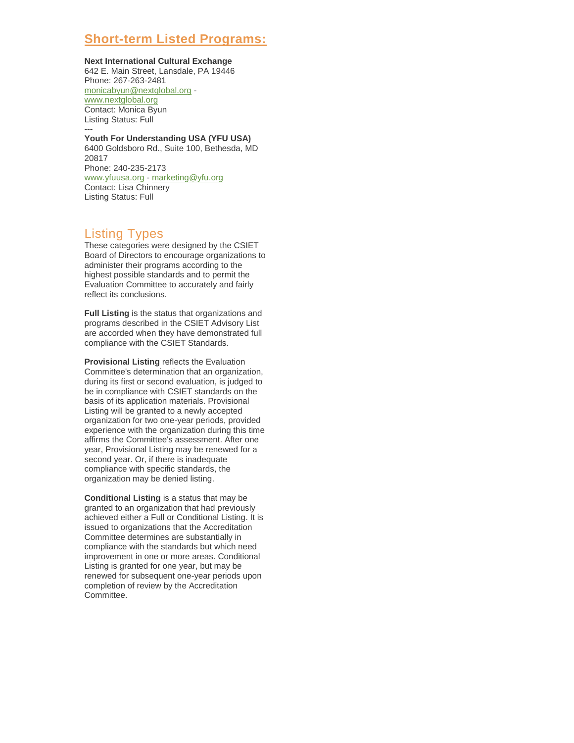## Short-term Listed Programs:

**Next International Cultural Exchange**
642 E. Main Street, Lansdale, PA 19446
Phone: 267-263-2481
monicabyun@nextglobal.org -
www.nextglobal.org
Contact: Monica Byun
Listing Status: Full
---
**Youth For Understanding USA (YFU USA)**
6400 Goldsboro Rd., Suite 100, Bethesda, MD 20817
Phone: 240-235-2173
www.yfuusa.org - marketing@yfu.org
Contact: Lisa Chinnery
Listing Status: Full

## Listing Types

These categories were designed by the CSIET Board of Directors to encourage organizations to administer their programs according to the highest possible standards and to permit the Evaluation Committee to accurately and fairly reflect its conclusions.

**Full Listing** is the status that organizations and programs described in the CSIET Advisory List are accorded when they have demonstrated full compliance with the CSIET Standards.

**Provisional Listing** reflects the Evaluation Committee's determination that an organization, during its first or second evaluation, is judged to be in compliance with CSIET standards on the basis of its application materials. Provisional Listing will be granted to a newly accepted organization for two one-year periods, provided experience with the organization during this time affirms the Committee's assessment. After one year, Provisional Listing may be renewed for a second year. Or, if there is inadequate compliance with specific standards, the organization may be denied listing.

**Conditional Listing** is a status that may be granted to an organization that had previously achieved either a Full or Conditional Listing. It is issued to organizations that the Accreditation Committee determines are substantially in compliance with the standards but which need improvement in one or more areas. Conditional Listing is granted for one year, but may be renewed for subsequent one-year periods upon completion of review by the Accreditation Committee.